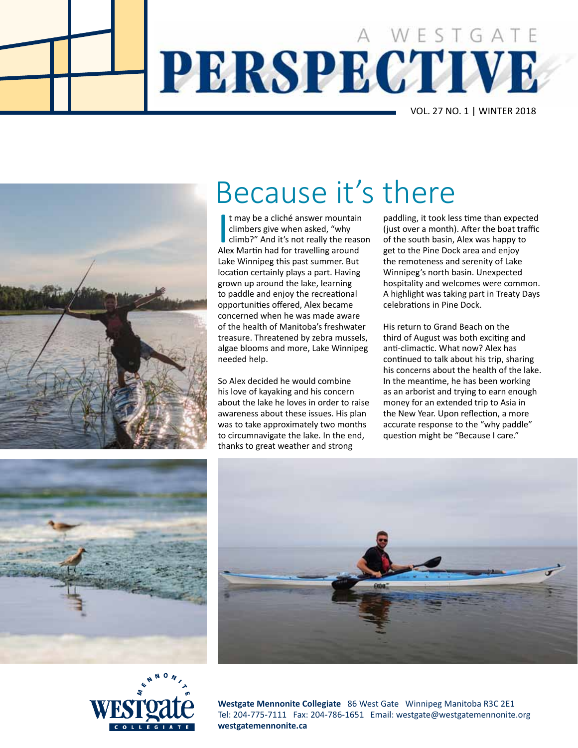# A WESTGATE PERSPECTIVE

VOL. 27 NO. 1 | WINTER 2018

## Because it's there

It may be a cliché answer mountain climbers give when asked, "why climb?" And it's not really the reason Alex Martin had for travelling around Lake Winnipeg this past summer. But location certainly plays a part. Having grown up around the lake, learning to paddle and enjoy the recreational opportunities offered, Alex became concerned when he was made aware of the health of Manitoba's freshwater treasure. Threatened by zebra mussels, algae blooms and more, Lake Winnipeg needed help.

So Alex decided he would combine his love of kayaking and his concern about the lake he loves in order to raise awareness about these issues. His plan was to take approximately two months to circumnavigate the lake. In the end, thanks to great weather and strong paddling, it took less time than expected (just over a month). After the boat traffic of the south basin, Alex was happy to get to the Pine Dock area and enjoy the remoteness and serenity of Lake Winnipeg's north basin. Unexpected hospitality and welcomes were common. A highlight was taking part in Treaty Days celebrations in Pine Dock.

His return to Grand Beach on the third of August was both exciting and anti-climactic. What now? Alex has continued to talk about his trip, sharing his concerns about the health of the lake. In the meantime, he has been working as an arborist and trying to earn enough money for an extended trip to Asia in the New Year. Upon reflection, a more accurate response to the "why paddle" question might be "Because I care."

**Westgate Mennonite Collegiate** 86 West Gate Winnipeg Manitoba R3C 2E1
Tel: 204-775-7111 Fax: 204-786-1651 Email: westgate@westgatemennonite.org
**westgatemennonite.ca**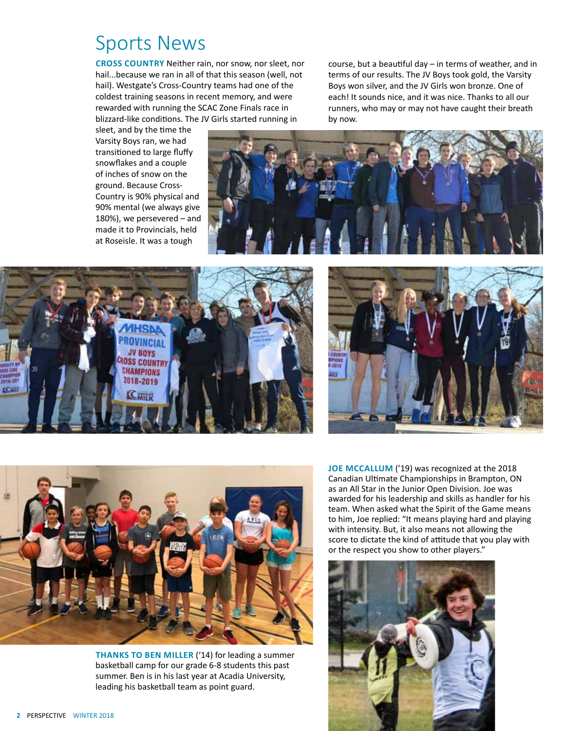# Sports News

**CROSS COUNTRY** Neither rain, nor snow, nor sleet, nor hail...because we ran in all of that this season (well, not hail). Westgate's Cross-Country teams had one of the coldest training seasons in recent memory, and were rewarded with running the SCAC Zone Finals race in blizzard-like conditions. The JV Girls started running in sleet, and by the time the Varsity Boys ran, we had transitioned to large fluffy snowflakes and a couple of inches of snow on the ground. Because Cross-Country is 90% physical and 90% mental (we always give 180%), we persevered – and made it to Provincials, held at Roseisle. It was a tough course, but a beautiful day – in terms of weather, and in terms of our results. The JV Boys took gold, the Varsity Boys won silver, and the JV Girls won bronze. One of each! It sounds nice, and it was nice. Thanks to all our runners, who may or may not have caught their breath by now.

**THANKS TO BEN MILLER** ('14) for leading a summer basketball camp for our grade 6-8 students this past summer. Ben is in his last year at Acadia University, leading his basketball team as point guard.

**JOE MCCALLUM** ('19) was recognized at the 2018 Canadian Ultimate Championships in Brampton, ON as an All Star in the Junior Open Division. Joe was awarded for his leadership and skills as handler for his team. When asked what the Spirit of the Game means to him, Joe replied: "It means playing hard and playing with intensity. But, it also means not allowing the score to dictate the kind of attitude that you play with or the respect you show to other players."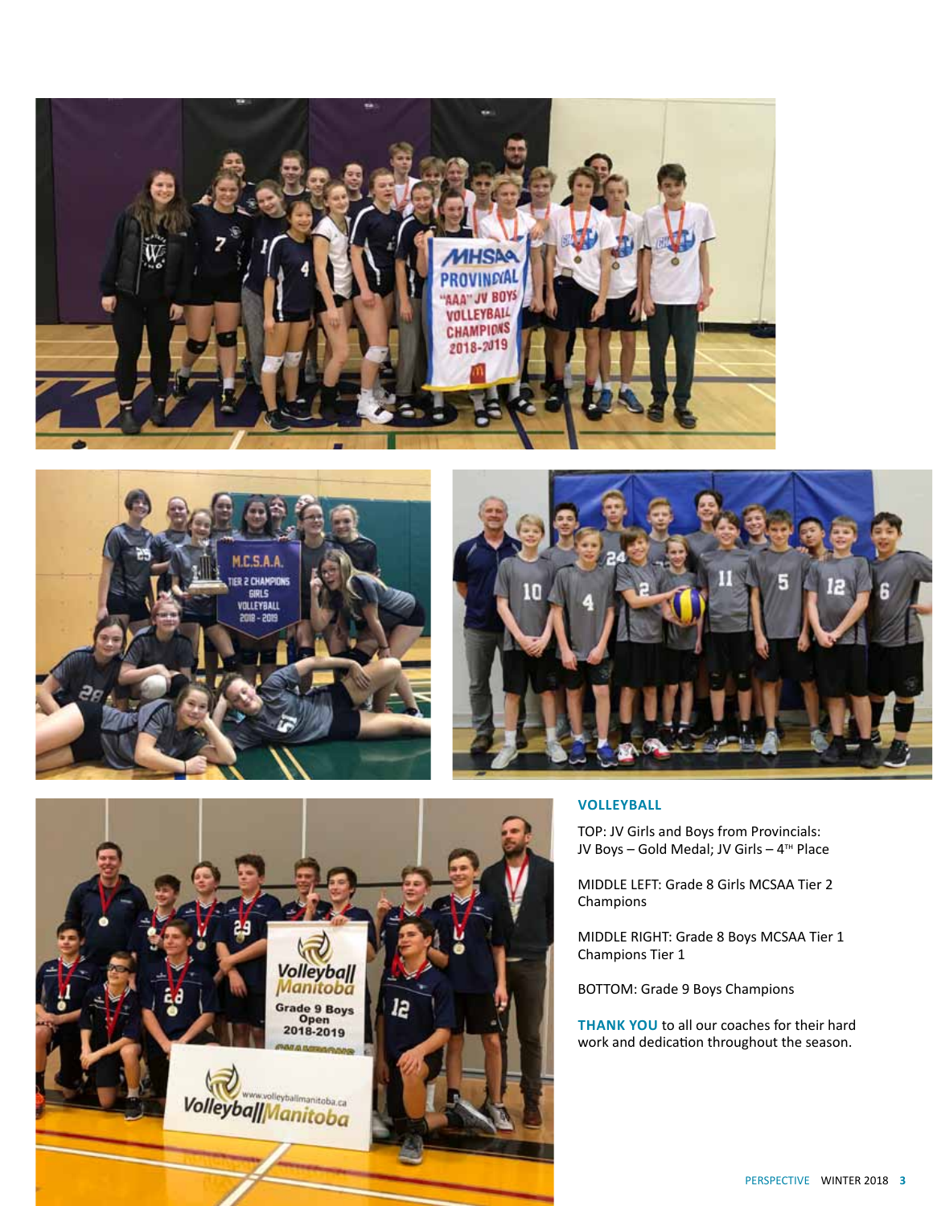## VOLLEYBALL

TOP: JV Girls and Boys from Provincials: JV Boys – Gold Medal; JV Girls – 4TH Place

MIDDLE LEFT: Grade 8 Girls MCSAA Tier 2 Champions

MIDDLE RIGHT: Grade 8 Boys MCSAA Tier 1 Champions Tier 1

BOTTOM: Grade 9 Boys Champions

**THANK YOU** to all our coaches for their hard work and dedication throughout the season.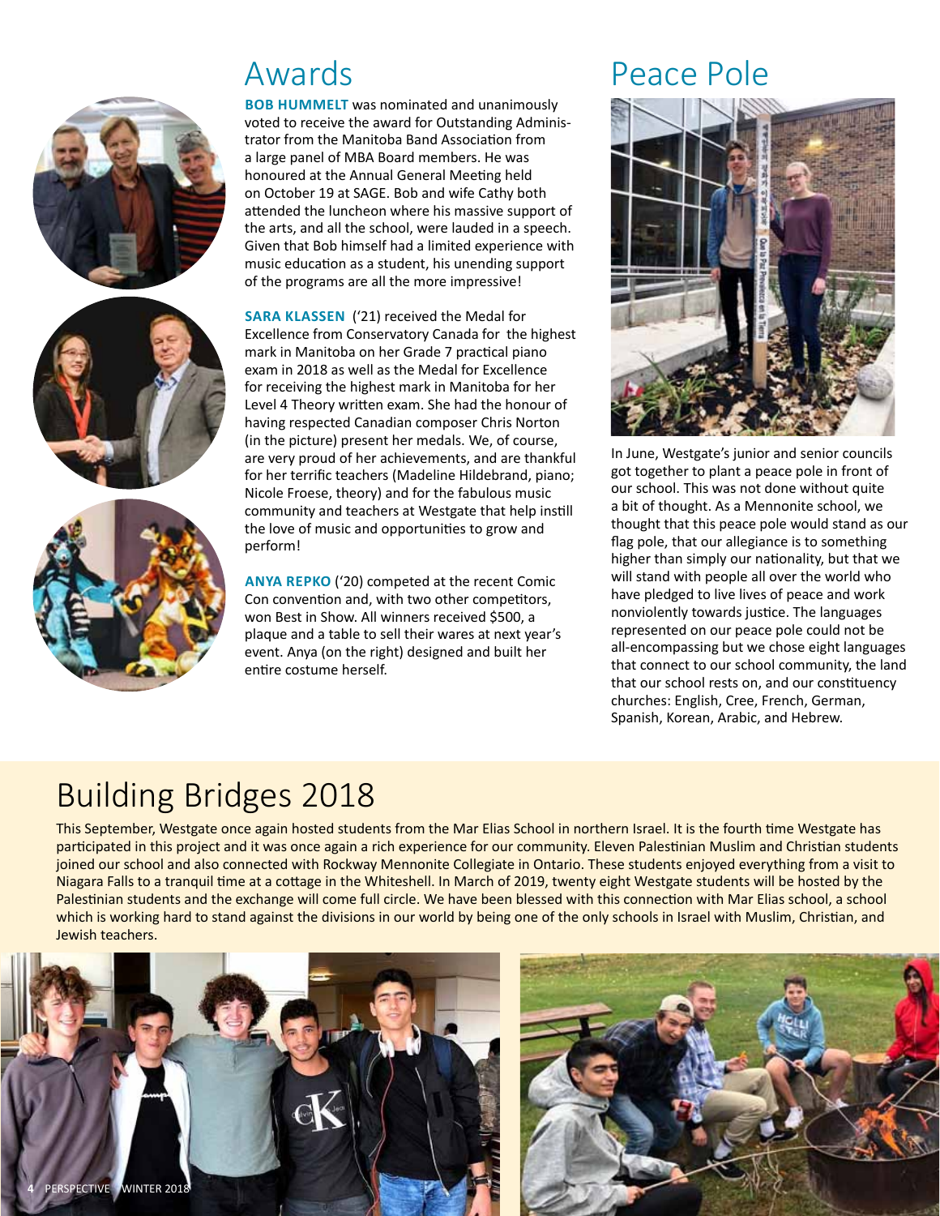# Awards

**BOB HUMMELT** was nominated and unanimously voted to receive the award for Outstanding Administrator from the Manitoba Band Association from a large panel of MBA Board members. He was honoured at the Annual General Meeting held on October 19 at SAGE. Bob and wife Cathy both attended the luncheon where his massive support of the arts, and all the school, were lauded in a speech. Given that Bob himself had a limited experience with music education as a student, his unending support of the programs are all the more impressive!

**SARA KLASSEN** ('21) received the Medal for Excellence from Conservatory Canada for the highest mark in Manitoba on her Grade 7 practical piano exam in 2018 as well as the Medal for Excellence for receiving the highest mark in Manitoba for her Level 4 Theory written exam. She had the honour of having respected Canadian composer Chris Norton (in the picture) present her medals. We, of course, are very proud of her achievements, and are thankful for her terrific teachers (Madeline Hildebrand, piano; Nicole Froese, theory) and for the fabulous music community and teachers at Westgate that help instill the love of music and opportunities to grow and perform!

**ANYA REPKO** ('20) competed at the recent Comic Con convention and, with two other competitors, won Best in Show. All winners received $500, a plaque and a table to sell their wares at next year's event. Anya (on the right) designed and built her entire costume herself.

# Peace Pole

In June, Westgate's junior and senior councils got together to plant a peace pole in front of our school. This was not done without quite a bit of thought. As a Mennonite school, we thought that this peace pole would stand as our flag pole, that our allegiance is to something higher than simply our nationality, but that we will stand with people all over the world who have pledged to live lives of peace and work nonviolently towards justice. The languages represented on our peace pole could not be all-encompassing but we chose eight languages that connect to our school community, the land that our school rests on, and our constituency churches: English, Cree, French, German, Spanish, Korean, Arabic, and Hebrew.

# Building Bridges 2018

This September, Westgate once again hosted students from the Mar Elias School in northern Israel. It is the fourth time Westgate has participated in this project and it was once again a rich experience for our community. Eleven Palestinian Muslim and Christian students joined our school and also connected with Rockway Mennonite Collegiate in Ontario. These students enjoyed everything from a visit to Niagara Falls to a tranquil time at a cottage in the Whiteshell. In March of 2019, twenty eight Westgate students will be hosted by the Palestinian students and the exchange will come full circle. We have been blessed with this connection with Mar Elias school, a school which is working hard to stand against the divisions in our world by being one of the only schools in Israel with Muslim, Christian, and Jewish teachers.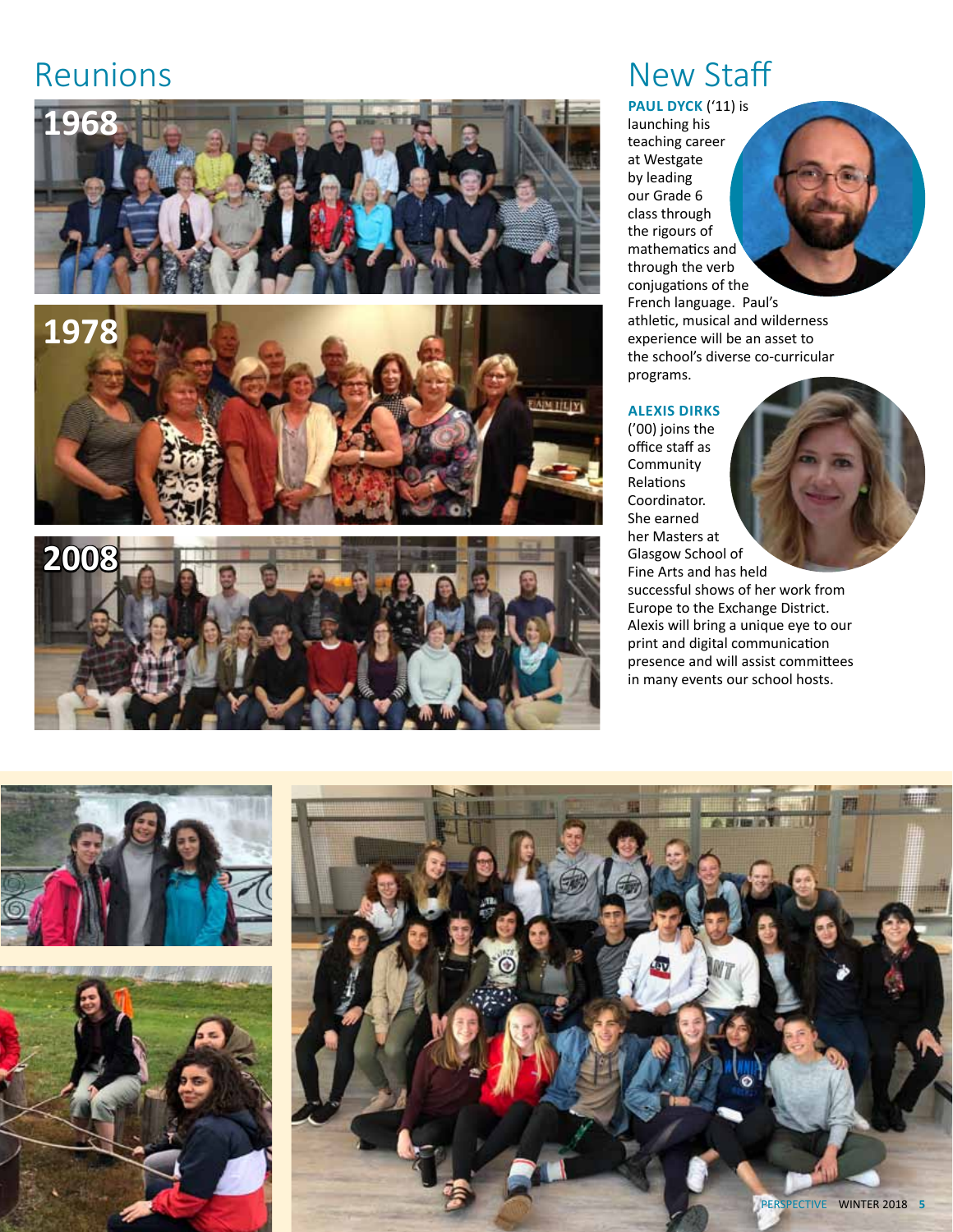# Reunions

1968

1978

2008

# New Staff

**PAUL DYCK** ('11) is launching his teaching career at Westgate by leading our Grade 6 class through the rigours of mathematics and through the verb conjugations of the French language. Paul's athletic, musical and wilderness experience will be an asset to the school's diverse co-curricular programs.

**ALEXIS DIRKS** ('00) joins the office staff as Community Relations Coordinator. She earned her Masters at Glasgow School of Fine Arts and has held successful shows of her work from Europe to the Exchange District. Alexis will bring a unique eye to our print and digital communication presence and will assist committees in many events our school hosts.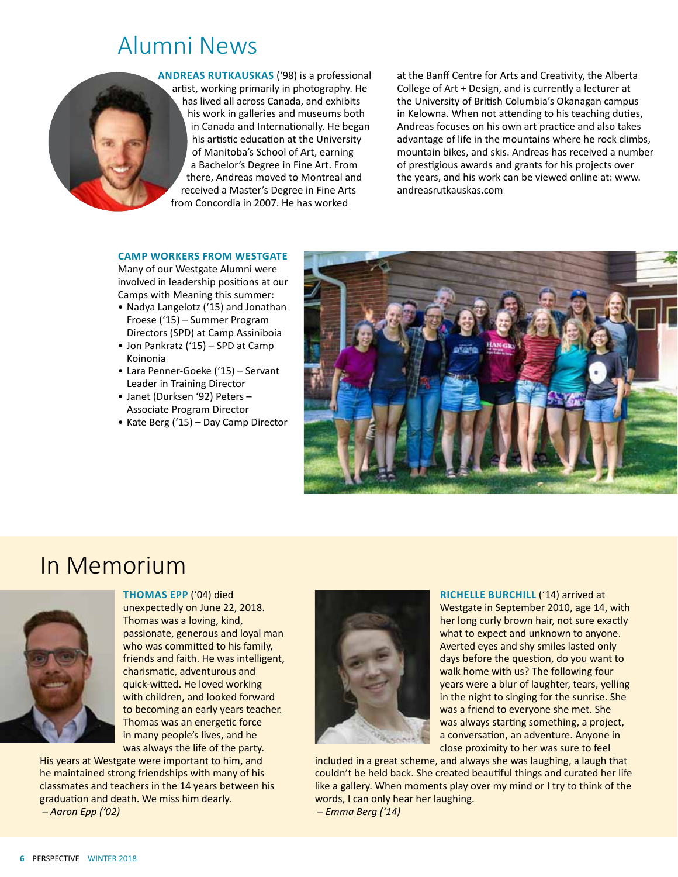# Alumni News

**ANDREAS RUTKAUSKAS** ('98) is a professional artist, working primarily in photography. He has lived all across Canada, and exhibits his work in galleries and museums both in Canada and Internationally. He began his artistic education at the University of Manitoba's School of Art, earning a Bachelor's Degree in Fine Art. From there, Andreas moved to Montreal and received a Master's Degree in Fine Arts from Concordia in 2007. He has worked at the Banff Centre for Arts and Creativity, the Alberta College of Art + Design, and is currently a lecturer at the University of British Columbia's Okanagan campus in Kelowna. When not attending to his teaching duties, Andreas focuses on his own art practice and also takes advantage of life in the mountains where he rock climbs, mountain bikes, and skis. Andreas has received a number of prestigious awards and grants for his projects over the years, and his work can be viewed online at: www.andreasrutkauskas.com

**CAMP WORKERS FROM WESTGATE**

Many of our Westgate Alumni were involved in leadership positions at our Camps with Meaning this summer:

- Nadya Langelotz ('15) and Jonathan Froese ('15) – Summer Program Directors (SPD) at Camp Assiniboia
- Jon Pankratz ('15) – SPD at Camp Koinonia
- Lara Penner-Goeke ('15) – Servant Leader in Training Director
- Janet (Durksen '92) Peters – Associate Program Director
- Kate Berg ('15) – Day Camp Director

# In Memorium

**THOMAS EPP** ('04) died unexpectedly on June 22, 2018. Thomas was a loving, kind, passionate, generous and loyal man who was committed to his family, friends and faith. He was intelligent, charismatic, adventurous and quick-witted. He loved working with children, and looked forward to becoming an early years teacher. Thomas was an energetic force in many people's lives, and he was always the life of the party. His years at Westgate were important to him, and he maintained strong friendships with many of his classmates and teachers in the 14 years between his graduation and death. We miss him dearly.

*– Aaron Epp ('02)*

**RICHELLE BURCHILL** ('14) arrived at Westgate in September 2010, age 14, with her long curly brown hair, not sure exactly what to expect and unknown to anyone. Averted eyes and shy smiles lasted only days before the question, do you want to walk home with us? The following four years were a blur of laughter, tears, yelling in the night to singing for the sunrise. She was a friend to everyone she met. She was always starting something, a project, a conversation, an adventure. Anyone in close proximity to her was sure to feel included in a great scheme, and always she was laughing, a laugh that couldn't be held back. She created beautiful things and curated her life like a gallery. When moments play over my mind or I try to think of the words, I can only hear her laughing.

*– Emma Berg ('14)*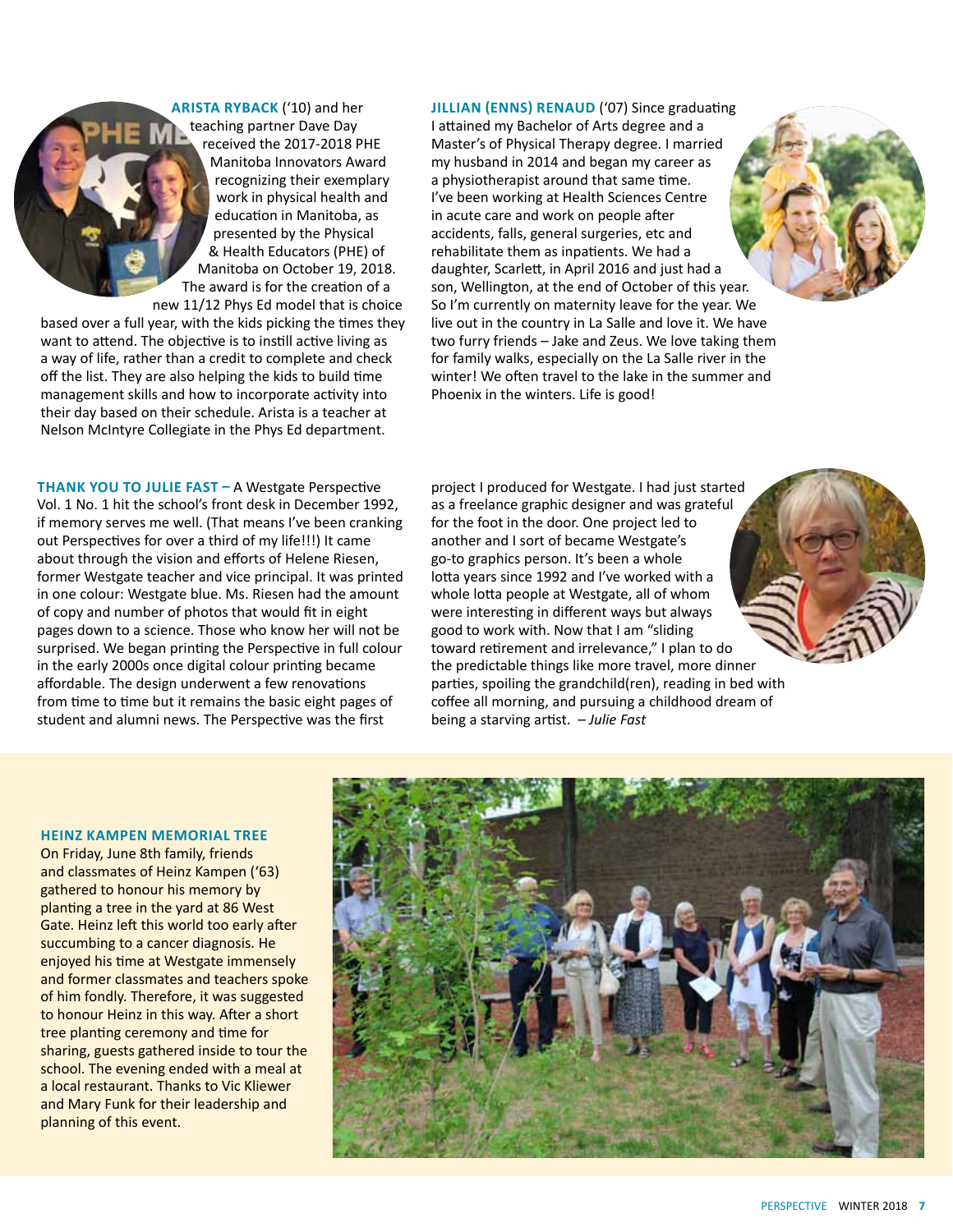**ARISTA RYBACK** ('10) and her teaching partner Dave Day received the 2017-2018 PHE Manitoba Innovators Award recognizing their exemplary work in physical health and education in Manitoba, as presented by the Physical & Health Educators (PHE) of Manitoba on October 19, 2018. The award is for the creation of a new 11/12 Phys Ed model that is choice based over a full year, with the kids picking the times they want to attend. The objective is to instill active living as a way of life, rather than a credit to complete and check off the list. They are also helping the kids to build time management skills and how to incorporate activity into their day based on their schedule. Arista is a teacher at Nelson McIntyre Collegiate in the Phys Ed department.

**JILLIAN (ENNS) RENAUD** ('07) Since graduating I attained my Bachelor of Arts degree and a Master's of Physical Therapy degree. I married my husband in 2014 and began my career as a physiotherapist around that same time. I've been working at Health Sciences Centre in acute care and work on people after accidents, falls, general surgeries, etc and rehabilitate them as inpatients. We had a daughter, Scarlett, in April 2016 and just had a son, Wellington, at the end of October of this year. So I'm currently on maternity leave for the year. We live out in the country in La Salle and love it. We have two furry friends – Jake and Zeus. We love taking them for family walks, especially on the La Salle river in the winter! We often travel to the lake in the summer and Phoenix in the winters. Life is good!

**THANK YOU TO JULIE FAST –** A Westgate Perspective Vol. 1 No. 1 hit the school's front desk in December 1992, if memory serves me well. (That means I've been cranking out Perspectives for over a third of my life!!!) It came about through the vision and efforts of Helene Riesen, former Westgate teacher and vice principal. It was printed in one colour: Westgate blue. Ms. Riesen had the amount of copy and number of photos that would fit in eight pages down to a science. Those who know her will not be surprised. We began printing the Perspective in full colour in the early 2000s once digital colour printing became affordable. The design underwent a few renovations from time to time but it remains the basic eight pages of student and alumni news. The Perspective was the first project I produced for Westgate. I had just started as a freelance graphic designer and was grateful for the foot in the door. One project led to another and I sort of became Westgate's go-to graphics person. It's been a whole lotta years since 1992 and I've worked with a whole lotta people at Westgate, all of whom were interesting in different ways but always good to work with. Now that I am "sliding toward retirement and irrelevance," I plan to do the predictable things like more travel, more dinner parties, spoiling the grandchild(ren), reading in bed with coffee all morning, and pursuing a childhood dream of being a starving artist. *– Julie Fast*

**HEINZ KAMPEN MEMORIAL TREE**

On Friday, June 8th family, friends and classmates of Heinz Kampen ('63) gathered to honour his memory by planting a tree in the yard at 86 West Gate. Heinz left this world too early after succumbing to a cancer diagnosis. He enjoyed his time at Westgate immensely and former classmates and teachers spoke of him fondly. Therefore, it was suggested to honour Heinz in this way. After a short tree planting ceremony and time for sharing, guests gathered inside to tour the school. The evening ended with a meal at a local restaurant. Thanks to Vic Kliewer and Mary Funk for their leadership and planning of this event.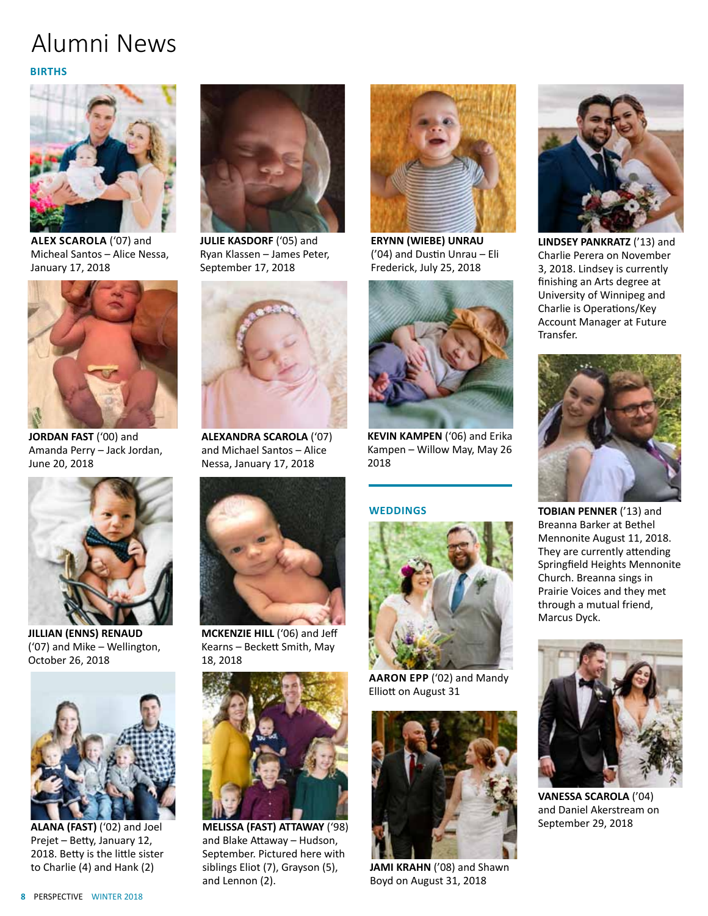# Alumni News

## BIRTHS

**ALEX SCAROLA** ('07) and Micheal Santos – Alice Nessa, January 17, 2018

**JORDAN FAST** ('00) and Amanda Perry – Jack Jordan, June 20, 2018

**JILLIAN (ENNS) RENAUD** ('07) and Mike – Wellington, October 26, 2018

**ALANA (FAST)** ('02) and Joel Prejet – Betty, January 12, 2018. Betty is the little sister to Charlie (4) and Hank (2)

**JULIE KASDORF** ('05) and Ryan Klassen – James Peter, September 17, 2018

**ALEXANDRA SCAROLA** ('07) and Michael Santos – Alice Nessa, January 17, 2018

**MCKENZIE HILL** ('06) and Jeff Kearns – Beckett Smith, May 18, 2018

**MELISSA (FAST) ATTAWAY** ('98) and Blake Attaway – Hudson, September. Pictured here with siblings Eliot (7), Grayson (5), and Lennon (2).

**ERYNN (WIEBE) UNRAU** ('04) and Dustin Unrau – Eli Frederick, July 25, 2018

**KEVIN KAMPEN** ('06) and Erika Kampen – Willow May, May 26 2018

## WEDDINGS

**AARON EPP** ('02) and Mandy Elliott on August 31

**JAMI KRAHN** ('08) and Shawn Boyd on August 31, 2018

**LINDSEY PANKRATZ** ('13) and Charlie Perera on November 3, 2018. Lindsey is currently finishing an Arts degree at University of Winnipeg and Charlie is Operations/Key Account Manager at Future Transfer.

**TOBIAN PENNER** ('13) and Breanna Barker at Bethel Mennonite August 11, 2018. They are currently attending Springfield Heights Mennonite Church. Breanna sings in Prairie Voices and they met through a mutual friend, Marcus Dyck.

**VANESSA SCAROLA** ('04) and Daniel Akerstream on September 29, 2018